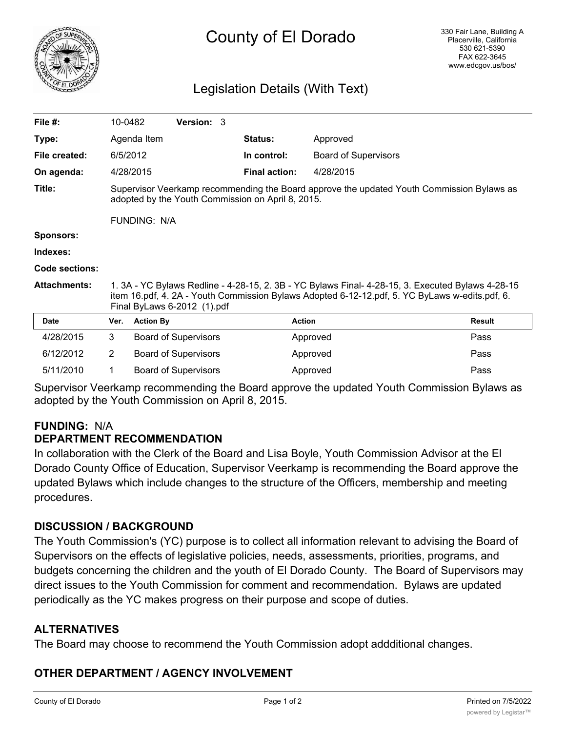# County of El Dorado

330 Fair Lane, Building A
Placerville, California
530 621-5390
FAX 622-3645
www.edcgov.us/bos/

## Legislation Details (With Text)

| | | | |
|---|---|---|---|
| **File #:** | 10-0482 **Version:** 3 | | |
| **Type:** | Agenda Item | **Status:** | Approved |
| **File created:** | 6/5/2012 | **In control:** | Board of Supervisors |
| **On agenda:** | 4/28/2015 | **Final action:** | 4/28/2015 |

**Title:** Supervisor Veerkamp recommending the Board approve the updated Youth Commission Bylaws as adopted by the Youth Commission on April 8, 2015.

FUNDING: N/A

**Sponsors:**

**Indexes:**

**Code sections:**

**Attachments:** 1. 3A - YC Bylaws Redline - 4-28-15, 2. 3B - YC Bylaws Final- 4-28-15, 3. Executed Bylaws 4-28-15 item 16.pdf, 4. 2A - Youth Commission Bylaws Adopted 6-12-12.pdf, 5. YC ByLaws w-edits.pdf, 6. Final ByLaws 6-2012 (1).pdf

| Date | Ver. | Action By | Action | Result |
|---|---|---|---|---|
| 4/28/2015 | 3 | Board of Supervisors | Approved | Pass |
| 6/12/2012 | 2 | Board of Supervisors | Approved | Pass |
| 5/11/2010 | 1 | Board of Supervisors | Approved | Pass |

Supervisor Veerkamp recommending the Board approve the updated Youth Commission Bylaws as adopted by the Youth Commission on April 8, 2015.

**FUNDING:** N/A

### DEPARTMENT RECOMMENDATION

In collaboration with the Clerk of the Board and Lisa Boyle, Youth Commission Advisor at the El Dorado County Office of Education, Supervisor Veerkamp is recommending the Board approve the updated Bylaws which include changes to the structure of the Officers, membership and meeting procedures.

### DISCUSSION / BACKGROUND

The Youth Commission's (YC) purpose is to collect all information relevant to advising the Board of Supervisors on the effects of legislative policies, needs, assessments, priorities, programs, and budgets concerning the children and the youth of El Dorado County. The Board of Supervisors may direct issues to the Youth Commission for comment and recommendation. Bylaws are updated periodically as the YC makes progress on their purpose and scope of duties.

### ALTERNATIVES

The Board may choose to recommend the Youth Commission adopt addditional changes.

### OTHER DEPARTMENT / AGENCY INVOLVEMENT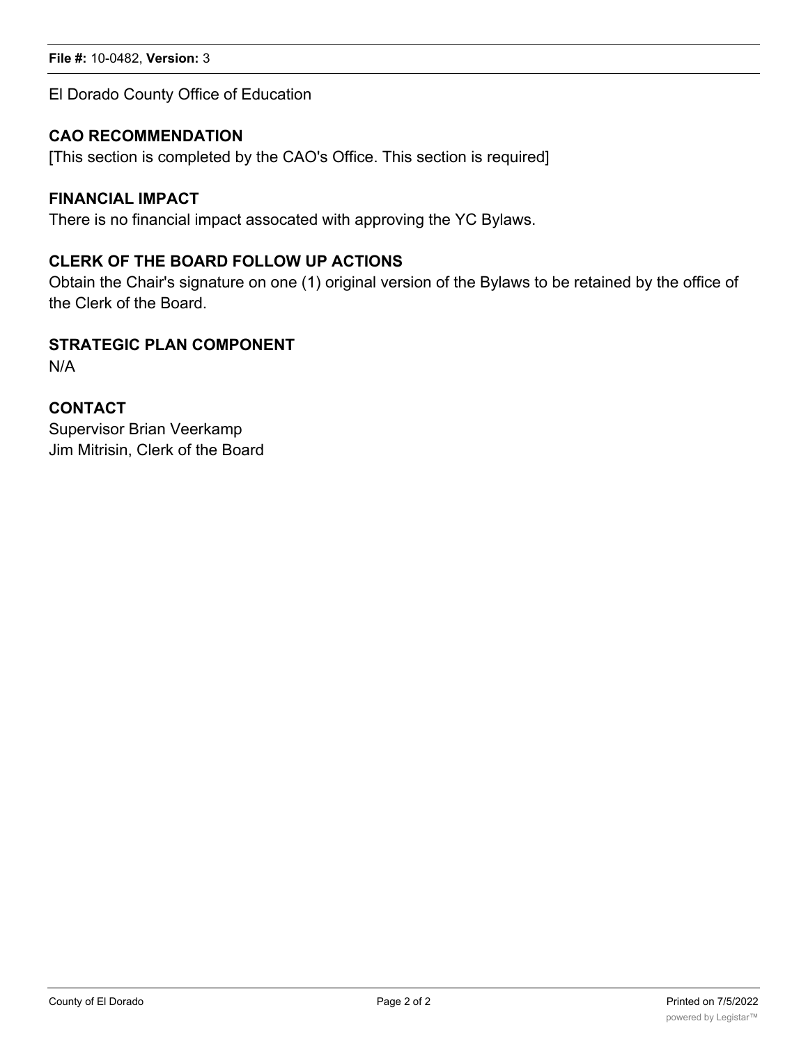El Dorado County Office of Education

## CAO RECOMMENDATION

[This section is completed by the CAO's Office. This section is required]

## FINANCIAL IMPACT

There is no financial impact assocated with approving the YC Bylaws.

## CLERK OF THE BOARD FOLLOW UP ACTIONS

Obtain the Chair's signature on one (1) original version of the Bylaws to be retained by the office of the Clerk of the Board.

## STRATEGIC PLAN COMPONENT

N/A

## CONTACT

Supervisor Brian Veerkamp
Jim Mitrisin, Clerk of the Board